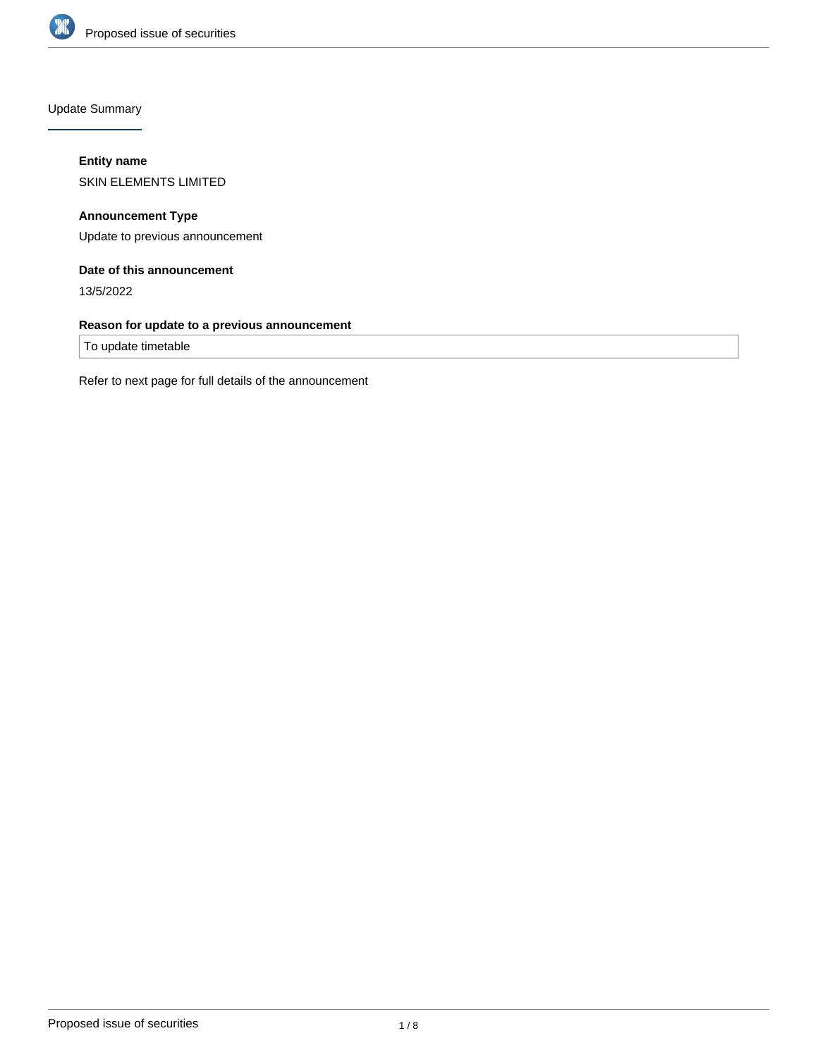## Update Summary

**Entity name**

SKIN ELEMENTS LIMITED

**Announcement Type**

Update to previous announcement

**Date of this announcement**

13/5/2022

**Reason for update to a previous announcement**

To update timetable

Refer to next page for full details of the announcement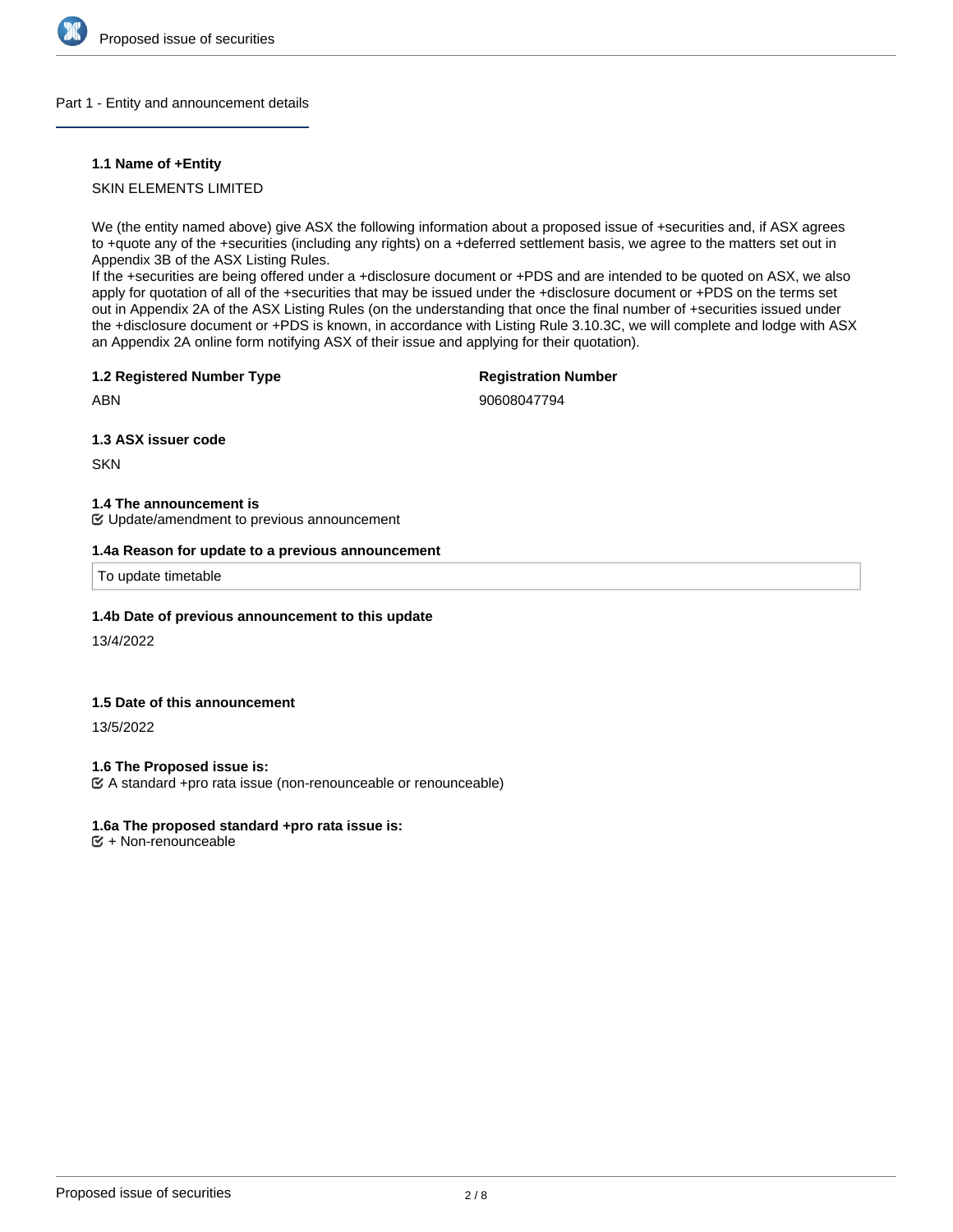## Part 1 - Entity and announcement details

**1.1 Name of +Entity**

SKIN ELEMENTS LIMITED

We (the entity named above) give ASX the following information about a proposed issue of +securities and, if ASX agrees to +quote any of the +securities (including any rights) on a +deferred settlement basis, we agree to the matters set out in Appendix 3B of the ASX Listing Rules.
If the +securities are being offered under a +disclosure document or +PDS and are intended to be quoted on ASX, we also apply for quotation of all of the +securities that may be issued under the +disclosure document or +PDS on the terms set out in Appendix 2A of the ASX Listing Rules (on the understanding that once the final number of +securities issued under the +disclosure document or +PDS is known, in accordance with Listing Rule 3.10.3C, we will complete and lodge with ASX an Appendix 2A online form notifying ASX of their issue and applying for their quotation).

**1.2 Registered Number Type**

ABN

**Registration Number**

90608047794

**1.3 ASX issuer code**

SKN

**1.4 The announcement is**

Update/amendment to previous announcement

**1.4a Reason for update to a previous announcement**

To update timetable

**1.4b Date of previous announcement to this update**

13/4/2022

**1.5 Date of this announcement**

13/5/2022

**1.6 The Proposed issue is:**

A standard +pro rata issue (non-renounceable or renounceable)

**1.6a The proposed standard +pro rata issue is:**

+ Non-renounceable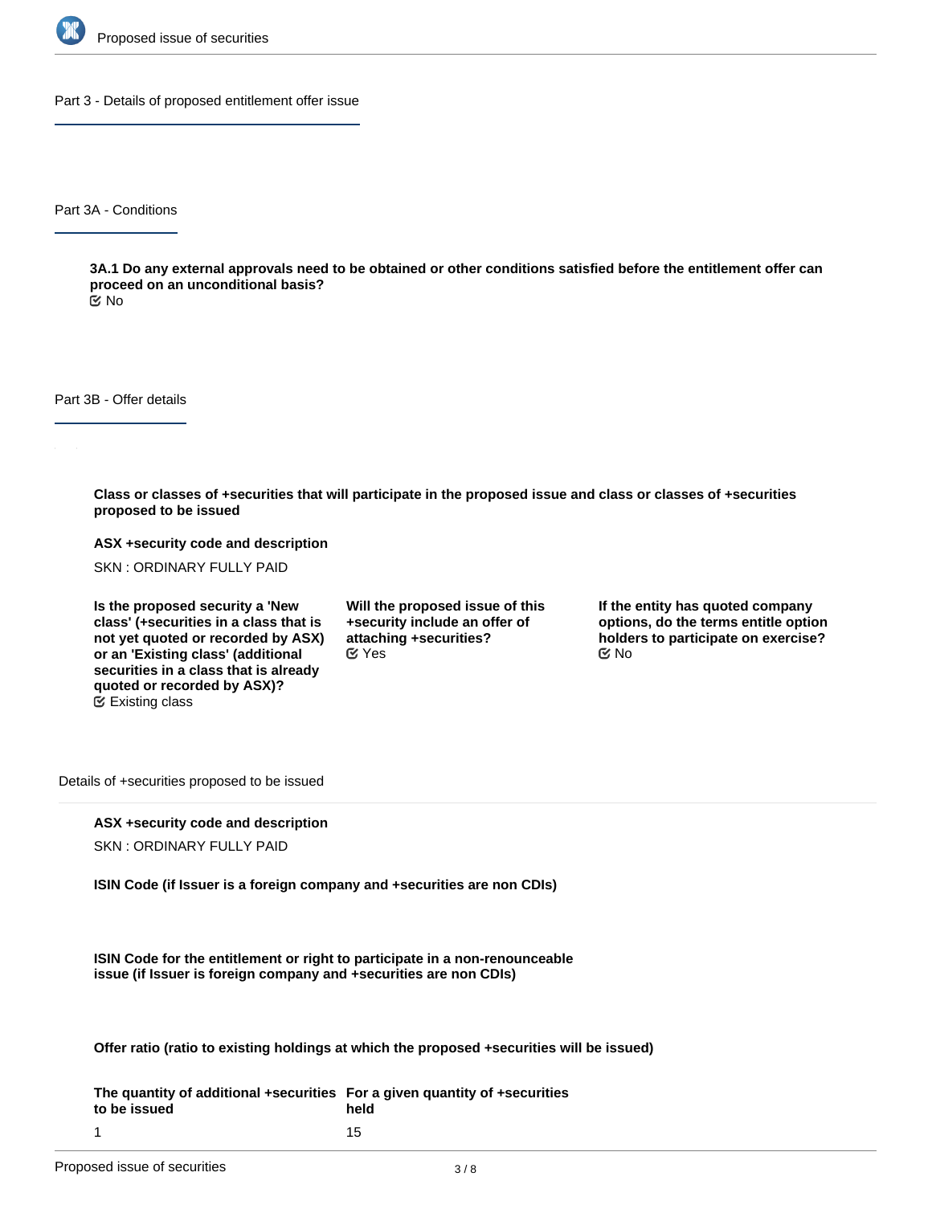## Part 3 - Details of proposed entitlement offer issue

### Part 3A - Conditions

**3A.1 Do any external approvals need to be obtained or other conditions satisfied before the entitlement offer can proceed on an unconditional basis?**

No

### Part 3B - Offer details

**Class or classes of +securities that will participate in the proposed issue and class or classes of +securities proposed to be issued**

**ASX +security code and description**

SKN : ORDINARY FULLY PAID

**Is the proposed security a 'New class' (+securities in a class that is not yet quoted or recorded by ASX) or an 'Existing class' (additional securities in a class that is already quoted or recorded by ASX)?**

Existing class

**Will the proposed issue of this +security include an offer of attaching +securities?**

Yes

**If the entity has quoted company options, do the terms entitle option holders to participate on exercise?**

No

Details of +securities proposed to be issued

**ASX +security code and description**

SKN : ORDINARY FULLY PAID

**ISIN Code (if Issuer is a foreign company and +securities are non CDIs)**

**ISIN Code for the entitlement or right to participate in a non-renounceable issue (if Issuer is foreign company and +securities are non CDIs)**

**Offer ratio (ratio to existing holdings at which the proposed +securities will be issued)**

| The quantity of additional +securities to be issued | For a given quantity of +securities held |
|---|---|
| 1 | 15 |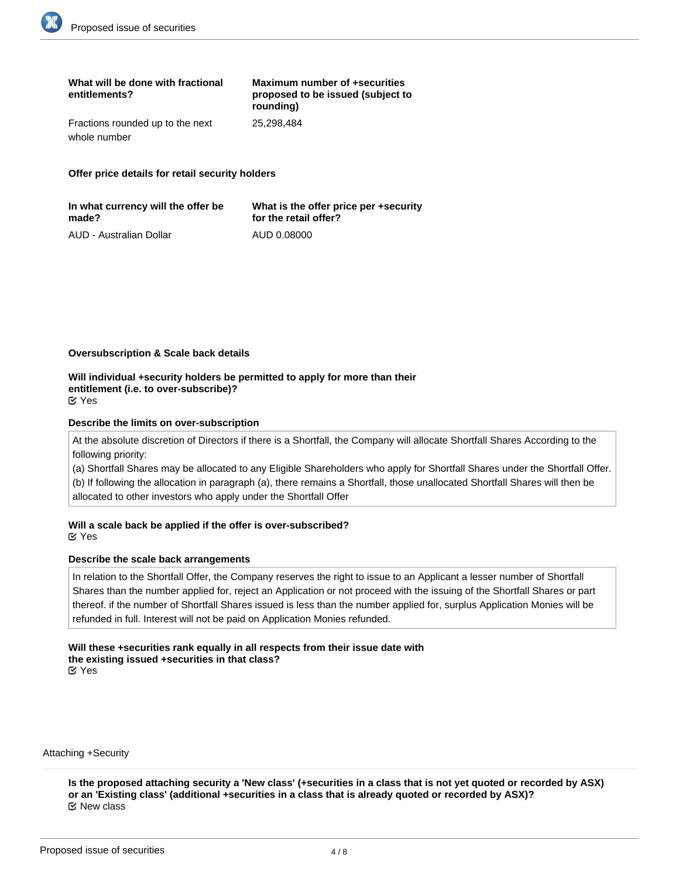| What will be done with fractional entitlements? | Maximum number of +securities proposed to be issued (subject to rounding) |
| --- | --- |
| Fractions rounded up to the next whole number | 25,298,484 |

**Offer price details for retail security holders**

| In what currency will the offer be made? | What is the offer price per +security for the retail offer? |
| --- | --- |
| AUD - Australian Dollar | AUD 0.08000 |

**Oversubscription & Scale back details**

**Will individual +security holders be permitted to apply for more than their entitlement (i.e. to over-subscribe)?**
☑ Yes

**Describe the limits on over-subscription**

At the absolute discretion of Directors if there is a Shortfall, the Company will allocate Shortfall Shares According to the following priority:
(a) Shortfall Shares may be allocated to any Eligible Shareholders who apply for Shortfall Shares under the Shortfall Offer.
(b) If following the allocation in paragraph (a), there remains a Shortfall, those unallocated Shortfall Shares will then be allocated to other investors who apply under the Shortfall Offer

**Will a scale back be applied if the offer is over-subscribed?**
☑ Yes

**Describe the scale back arrangements**

In relation to the Shortfall Offer, the Company reserves the right to issue to an Applicant a lesser number of Shortfall Shares than the number applied for, reject an Application or not proceed with the issuing of the Shortfall Shares or part thereof. if the number of Shortfall Shares issued is less than the number applied for, surplus Application Monies will be refunded in full. Interest will not be paid on Application Monies refunded.

**Will these +securities rank equally in all respects from their issue date with the existing issued +securities in that class?**
☑ Yes

Attaching +Security

**Is the proposed attaching security a 'New class' (+securities in a class that is not yet quoted or recorded by ASX) or an 'Existing class' (additional +securities in a class that is already quoted or recorded by ASX)?**
☑ New class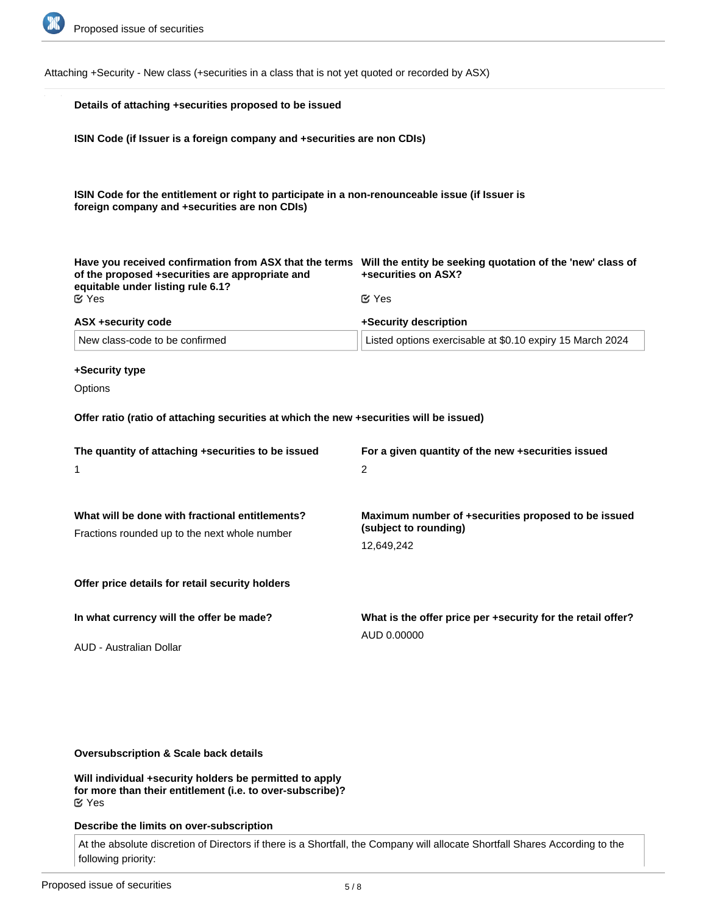Attaching +Security - New class (+securities in a class that is not yet quoted or recorded by ASX)

**Details of attaching +securities proposed to be issued**

**ISIN Code (if Issuer is a foreign company and +securities are non CDIs)**

**ISIN Code for the entitlement or right to participate in a non-renounceable issue (if Issuer is foreign company and +securities are non CDIs)**

**Have you received confirmation from ASX that the terms of the proposed +securities are appropriate and equitable under listing rule 6.1?**
Yes

**Will the entity be seeking quotation of the 'new' class of +securities on ASX?**
Yes

**ASX +security code**
New class-code to be confirmed

**+Security description**
Listed options exercisable at $0.10 expiry 15 March 2024

**+Security type**
Options

**Offer ratio (ratio of attaching securities at which the new +securities will be issued)**

**The quantity of attaching +securities to be issued**
1

**For a given quantity of the new +securities issued**
2

**What will be done with fractional entitlements?**
Fractions rounded up to the next whole number

**Maximum number of +securities proposed to be issued (subject to rounding)**
12,649,242

**Offer price details for retail security holders**

**In what currency will the offer be made?**
AUD - Australian Dollar

**What is the offer price per +security for the retail offer?**
AUD 0.00000

**Oversubscription & Scale back details**

**Will individual +security holders be permitted to apply for more than their entitlement (i.e. to over-subscribe)?**
Yes

**Describe the limits on over-subscription**
At the absolute discretion of Directors if there is a Shortfall, the Company will allocate Shortfall Shares According to the following priority: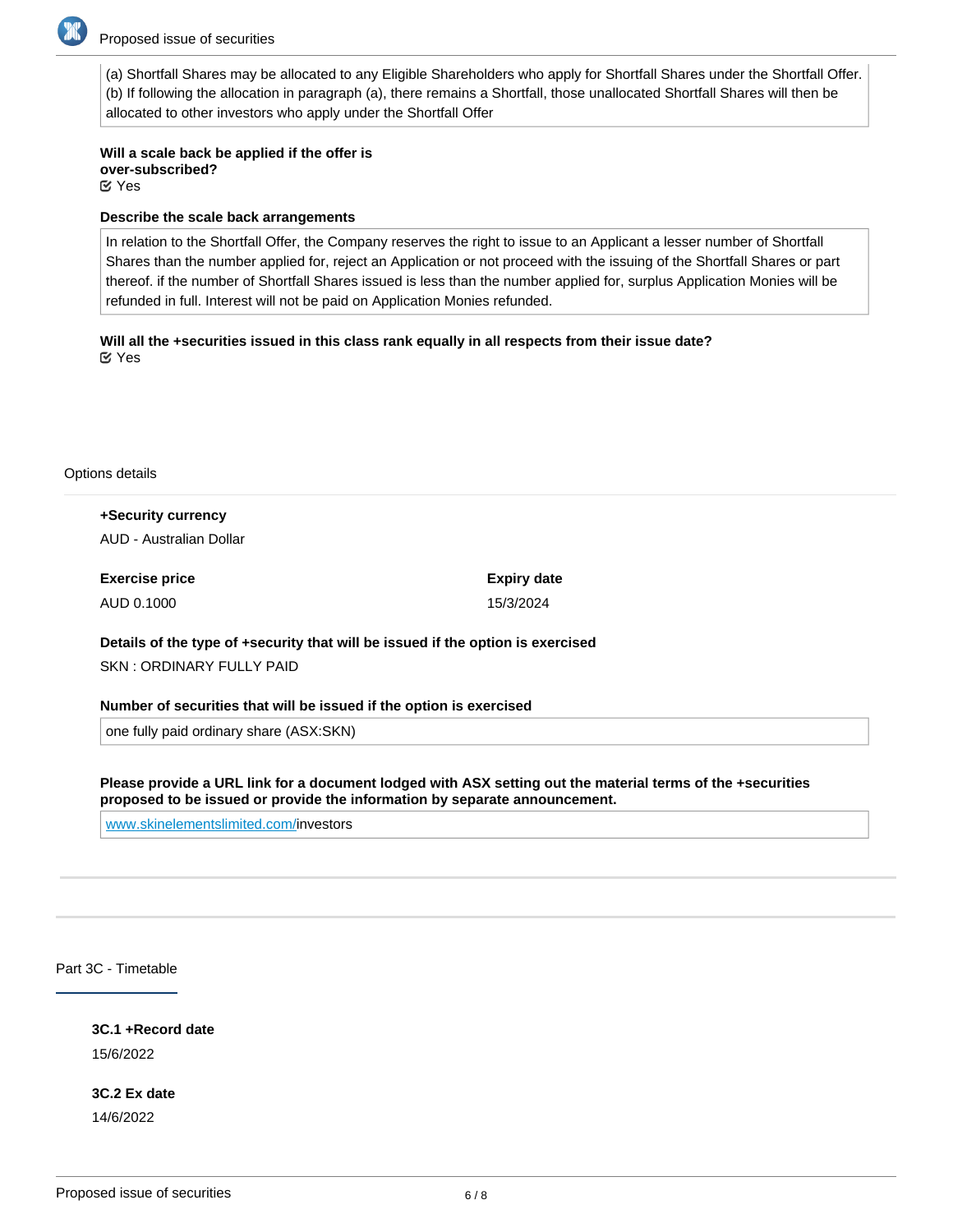(a) Shortfall Shares may be allocated to any Eligible Shareholders who apply for Shortfall Shares under the Shortfall Offer.
(b) If following the allocation in paragraph (a), there remains a Shortfall, those unallocated Shortfall Shares will then be allocated to other investors who apply under the Shortfall Offer

**Will a scale back be applied if the offer is over-subscribed?**
☑ Yes

**Describe the scale back arrangements**

In relation to the Shortfall Offer, the Company reserves the right to issue to an Applicant a lesser number of Shortfall Shares than the number applied for, reject an Application or not proceed with the issuing of the Shortfall Shares or part thereof. if the number of Shortfall Shares issued is less than the number applied for, surplus Application Monies will be refunded in full. Interest will not be paid on Application Monies refunded.

**Will all the +securities issued in this class rank equally in all respects from their issue date?**
☑ Yes

Options details

**+Security currency**
AUD - Australian Dollar

**Exercise price**
AUD 0.1000

**Expiry date**
15/3/2024

**Details of the type of +security that will be issued if the option is exercised**
SKN : ORDINARY FULLY PAID

**Number of securities that will be issued if the option is exercised**

one fully paid ordinary share (ASX:SKN)

**Please provide a URL link for a document lodged with ASX setting out the material terms of the +securities proposed to be issued or provide the information by separate announcement.**

www.skinelementslimited.com/investors

## Part 3C - Timetable

**3C.1 +Record date**
15/6/2022

**3C.2 Ex date**
14/6/2022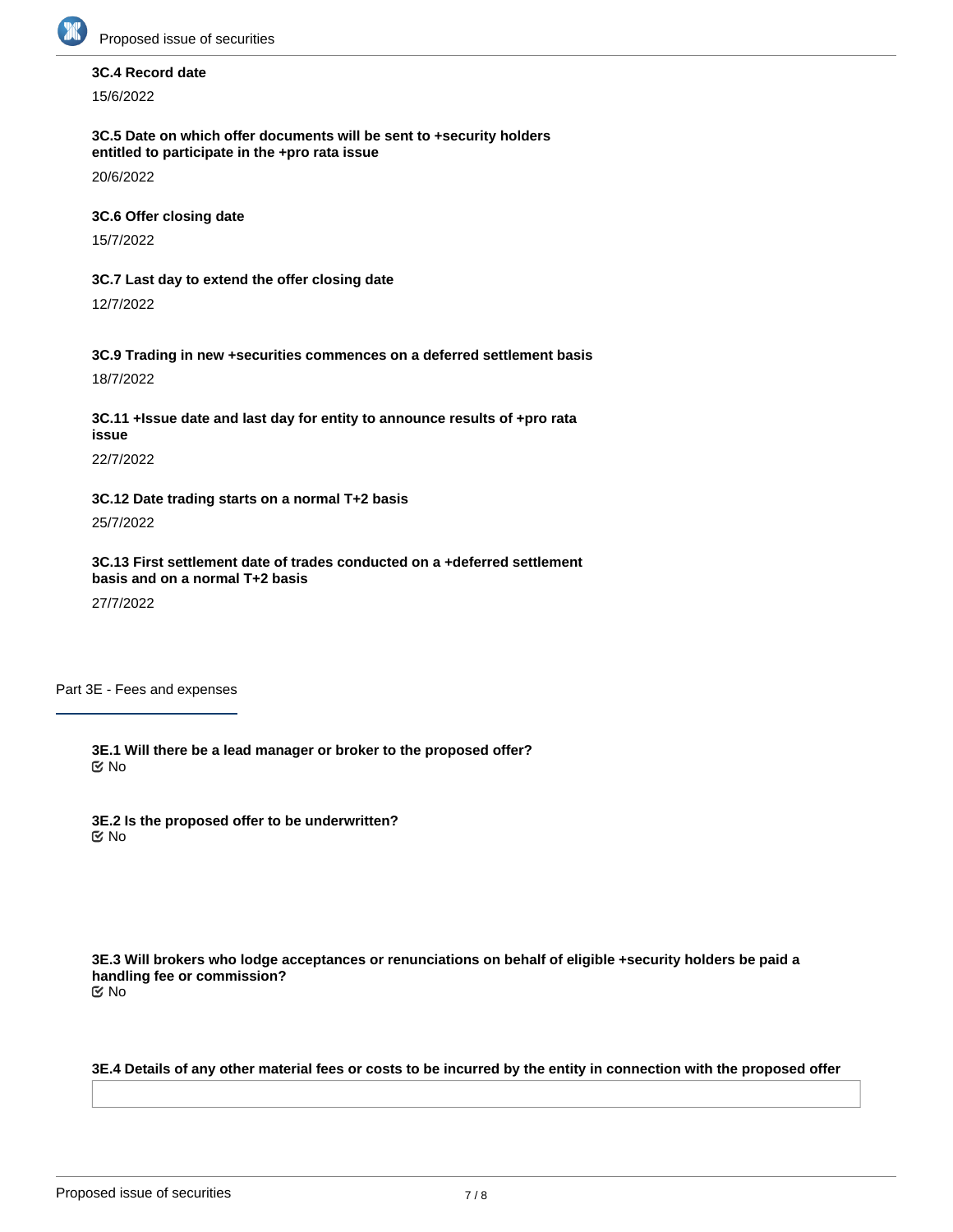**3C.4 Record date**

15/6/2022

**3C.5 Date on which offer documents will be sent to +security holders entitled to participate in the +pro rata issue**

20/6/2022

**3C.6 Offer closing date**

15/7/2022

**3C.7 Last day to extend the offer closing date**

12/7/2022

**3C.9 Trading in new +securities commences on a deferred settlement basis**

18/7/2022

**3C.11 +Issue date and last day for entity to announce results of +pro rata issue**

22/7/2022

**3C.12 Date trading starts on a normal T+2 basis**

25/7/2022

**3C.13 First settlement date of trades conducted on a +deferred settlement basis and on a normal T+2 basis**

27/7/2022

## Part 3E - Fees and expenses

**3E.1 Will there be a lead manager or broker to the proposed offer?**

☑ No

**3E.2 Is the proposed offer to be underwritten?**

☑ No

**3E.3 Will brokers who lodge acceptances or renunciations on behalf of eligible +security holders be paid a handling fee or commission?**

☑ No

**3E.4 Details of any other material fees or costs to be incurred by the entity in connection with the proposed offer**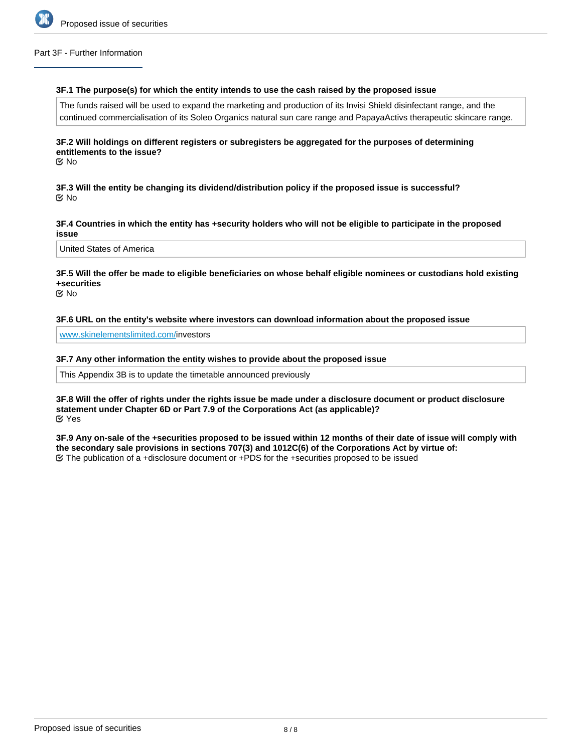## Part 3F - Further Information

**3F.1 The purpose(s) for which the entity intends to use the cash raised by the proposed issue**

The funds raised will be used to expand the marketing and production of its Invisi Shield disinfectant range, and the continued commercialisation of its Soleo Organics natural sun care range and PapayaActivs therapeutic skincare range.

**3F.2 Will holdings on different registers or subregisters be aggregated for the purposes of determining entitlements to the issue?**

☑ No

**3F.3 Will the entity be changing its dividend/distribution policy if the proposed issue is successful?**

☑ No

**3F.4 Countries in which the entity has +security holders who will not be eligible to participate in the proposed issue**

United States of America

**3F.5 Will the offer be made to eligible beneficiaries on whose behalf eligible nominees or custodians hold existing +securities**

☑ No

**3F.6 URL on the entity's website where investors can download information about the proposed issue**

www.skinelementslimited.com/investors

**3F.7 Any other information the entity wishes to provide about the proposed issue**

This Appendix 3B is to update the timetable announced previously

**3F.8 Will the offer of rights under the rights issue be made under a disclosure document or product disclosure statement under Chapter 6D or Part 7.9 of the Corporations Act (as applicable)?**

☑ Yes

**3F.9 Any on-sale of the +securities proposed to be issued within 12 months of their date of issue will comply with the secondary sale provisions in sections 707(3) and 1012C(6) of the Corporations Act by virtue of:**

☑ The publication of a +disclosure document or +PDS for the +securities proposed to be issued